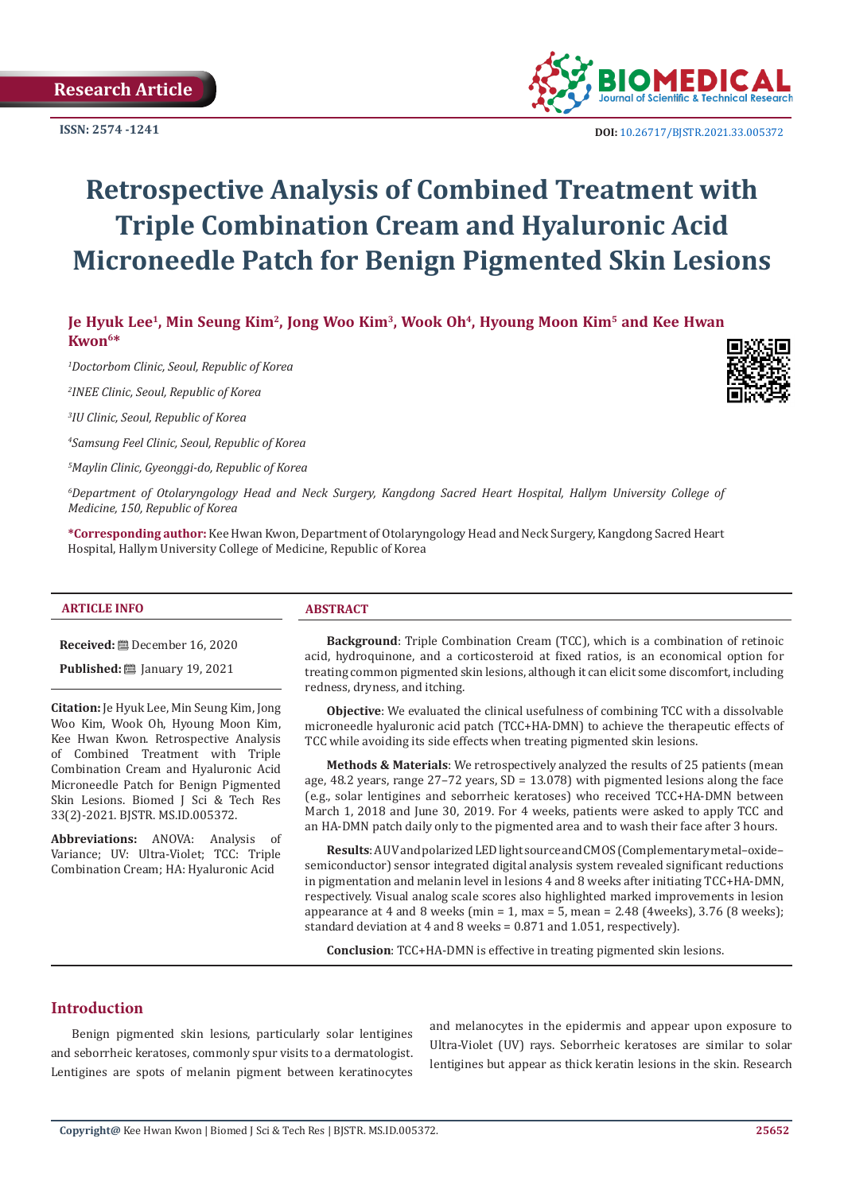Research Article

ISSN: 2574 -1241

DOI: 10.26717/BJSTR.2021.33.005372

# Retrospective Analysis of Combined Treatment with Triple Combination Cream and Hyaluronic Acid Microneedle Patch for Benign Pigmented Skin Lesions

**Je Hyuk Lee[1], Min Seung Kim[2], Jong Woo Kim[3], Wook Oh[4], Hyoung Moon Kim[5] and Kee Hwan Kwon[6]***

*[1]Doctorbom Clinic, Seoul, Republic of Korea*

*[2]INEE Clinic, Seoul, Republic of Korea*

*[3]IU Clinic, Seoul, Republic of Korea*

*[4]Samsung Feel Clinic, Seoul, Republic of Korea*

*[5]Maylin Clinic, Gyeonggi-do, Republic of Korea*

*[6]Department of Otolaryngology Head and Neck Surgery, Kangdong Sacred Heart Hospital, Hallym University College of Medicine, 150, Republic of Korea*

**\*Corresponding author:** Kee Hwan Kwon, Department of Otolaryngology Head and Neck Surgery, Kangdong Sacred Heart Hospital, Hallym University College of Medicine, Republic of Korea

### ARTICLE INFO

**Received:** December 16, 2020

**Published:** January 19, 2021

**Citation:** Je Hyuk Lee, Min Seung Kim, Jong Woo Kim, Wook Oh, Hyoung Moon Kim, Kee Hwan Kwon. Retrospective Analysis of Combined Treatment with Triple Combination Cream and Hyaluronic Acid Microneedle Patch for Benign Pigmented Skin Lesions. Biomed J Sci & Tech Res 33(2)-2021. BJSTR. MS.ID.005372.

**Abbreviations:** ANOVA: Analysis of Variance; UV: Ultra-Violet; TCC: Triple Combination Cream; HA: Hyaluronic Acid

### ABSTRACT

**Background**: Triple Combination Cream (TCC), which is a combination of retinoic acid, hydroquinone, and a corticosteroid at fixed ratios, is an economical option for treating common pigmented skin lesions, although it can elicit some discomfort, including redness, dryness, and itching.

**Objective**: We evaluated the clinical usefulness of combining TCC with a dissolvable microneedle hyaluronic acid patch (TCC+HA-DMN) to achieve the therapeutic effects of TCC while avoiding its side effects when treating pigmented skin lesions.

**Methods & Materials**: We retrospectively analyzed the results of 25 patients (mean age, 48.2 years, range 27–72 years, SD = 13.078) with pigmented lesions along the face (e.g., solar lentigines and seborrheic keratoses) who received TCC+HA-DMN between March 1, 2018 and June 30, 2019. For 4 weeks, patients were asked to apply TCC and an HA-DMN patch daily only to the pigmented area and to wash their face after 3 hours.

**Results**: A UV and polarized LED light source and CMOS (Complementary metal–oxide–semiconductor) sensor integrated digital analysis system revealed significant reductions in pigmentation and melanin level in lesions 4 and 8 weeks after initiating TCC+HA-DMN, respectively. Visual analog scale scores also highlighted marked improvements in lesion appearance at 4 and 8 weeks (min = 1, max = 5, mean = 2.48 (4weeks), 3.76 (8 weeks); standard deviation at 4 and 8 weeks = 0.871 and 1.051, respectively).

**Conclusion**: TCC+HA-DMN is effective in treating pigmented skin lesions.

## Introduction

Benign pigmented skin lesions, particularly solar lentigines and seborrheic keratoses, commonly spur visits to a dermatologist. Lentigines are spots of melanin pigment between keratinocytes and melanocytes in the epidermis and appear upon exposure to Ultra-Violet (UV) rays. Seborrheic keratoses are similar to solar lentigines but appear as thick keratin lesions in the skin. Research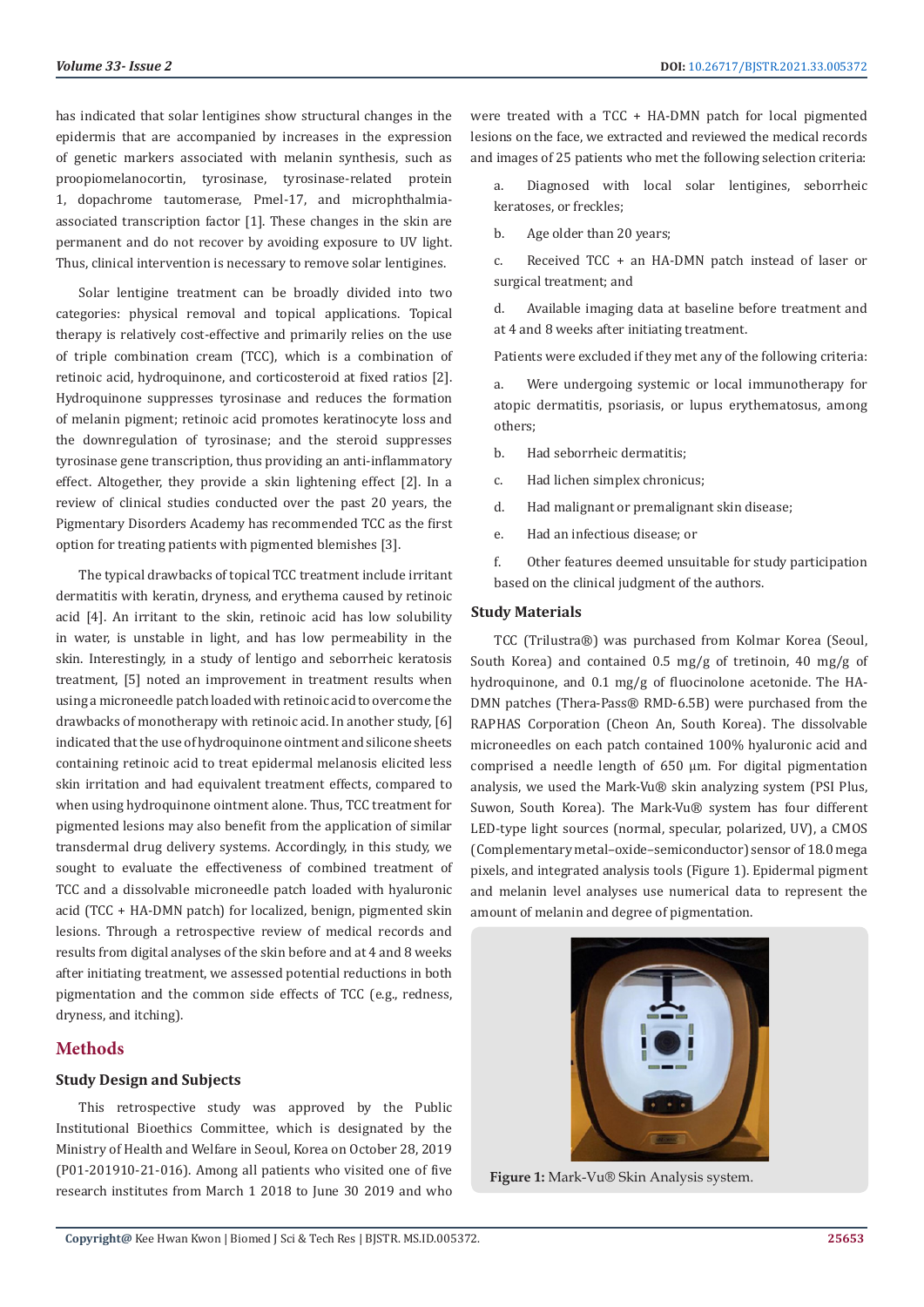has indicated that solar lentigines show structural changes in the epidermis that are accompanied by increases in the expression of genetic markers associated with melanin synthesis, such as proopiomelanocortin, tyrosinase, tyrosinase-related protein 1, dopachrome tautomerase, Pmel-17, and microphthalmia-associated transcription factor [1]. These changes in the skin are permanent and do not recover by avoiding exposure to UV light. Thus, clinical intervention is necessary to remove solar lentigines.

Solar lentigine treatment can be broadly divided into two categories: physical removal and topical applications. Topical therapy is relatively cost-effective and primarily relies on the use of triple combination cream (TCC), which is a combination of retinoic acid, hydroquinone, and corticosteroid at fixed ratios [2]. Hydroquinone suppresses tyrosinase and reduces the formation of melanin pigment; retinoic acid promotes keratinocyte loss and the downregulation of tyrosinase; and the steroid suppresses tyrosinase gene transcription, thus providing an anti-inflammatory effect. Altogether, they provide a skin lightening effect [2]. In a review of clinical studies conducted over the past 20 years, the Pigmentary Disorders Academy has recommended TCC as the first option for treating patients with pigmented blemishes [3].

The typical drawbacks of topical TCC treatment include irritant dermatitis with keratin, dryness, and erythema caused by retinoic acid [4]. An irritant to the skin, retinoic acid has low solubility in water, is unstable in light, and has low permeability in the skin. Interestingly, in a study of lentigo and seborrheic keratosis treatment, [5] noted an improvement in treatment results when using a microneedle patch loaded with retinoic acid to overcome the drawbacks of monotherapy with retinoic acid. In another study, [6] indicated that the use of hydroquinone ointment and silicone sheets containing retinoic acid to treat epidermal melanosis elicited less skin irritation and had equivalent treatment effects, compared to when using hydroquinone ointment alone. Thus, TCC treatment for pigmented lesions may also benefit from the application of similar transdermal drug delivery systems. Accordingly, in this study, we sought to evaluate the effectiveness of combined treatment of TCC and a dissolvable microneedle patch loaded with hyaluronic acid (TCC + HA-DMN patch) for localized, benign, pigmented skin lesions. Through a retrospective review of medical records and results from digital analyses of the skin before and at 4 and 8 weeks after initiating treatment, we assessed potential reductions in both pigmentation and the common side effects of TCC (e.g., redness, dryness, and itching).

## Methods

### Study Design and Subjects

This retrospective study was approved by the Public Institutional Bioethics Committee, which is designated by the Ministry of Health and Welfare in Seoul, Korea on October 28, 2019 (P01-201910-21-016). Among all patients who visited one of five research institutes from March 1 2018 to June 30 2019 and who were treated with a TCC + HA-DMN patch for local pigmented lesions on the face, we extracted and reviewed the medical records and images of 25 patients who met the following selection criteria:

a. Diagnosed with local solar lentigines, seborrheic keratoses, or freckles;

b. Age older than 20 years;

c. Received TCC + an HA-DMN patch instead of laser or surgical treatment; and

d. Available imaging data at baseline before treatment and at 4 and 8 weeks after initiating treatment.

Patients were excluded if they met any of the following criteria:

a. Were undergoing systemic or local immunotherapy for atopic dermatitis, psoriasis, or lupus erythematosus, among others;

b. Had seborrheic dermatitis;

c. Had lichen simplex chronicus;

d. Had malignant or premalignant skin disease;

e. Had an infectious disease; or

f. Other features deemed unsuitable for study participation based on the clinical judgment of the authors.

### Study Materials

TCC (Trilustra®) was purchased from Kolmar Korea (Seoul, South Korea) and contained 0.5 mg/g of tretinoin, 40 mg/g of hydroquinone, and 0.1 mg/g of fluocinolone acetonide. The HA-DMN patches (Thera-Pass® RMD-6.5B) were purchased from the RAPHAS Corporation (Cheon An, South Korea). The dissolvable microneedles on each patch contained 100% hyaluronic acid and comprised a needle length of 650 µm. For digital pigmentation analysis, we used the Mark-Vu® skin analyzing system (PSI Plus, Suwon, South Korea). The Mark-Vu® system has four different LED-type light sources (normal, specular, polarized, UV), a CMOS (Complementary metal–oxide–semiconductor) sensor of 18.0 mega pixels, and integrated analysis tools (Figure 1). Epidermal pigment and melanin level analyses use numerical data to represent the amount of melanin and degree of pigmentation.

**Figure 1:** Mark-Vu® Skin Analysis system.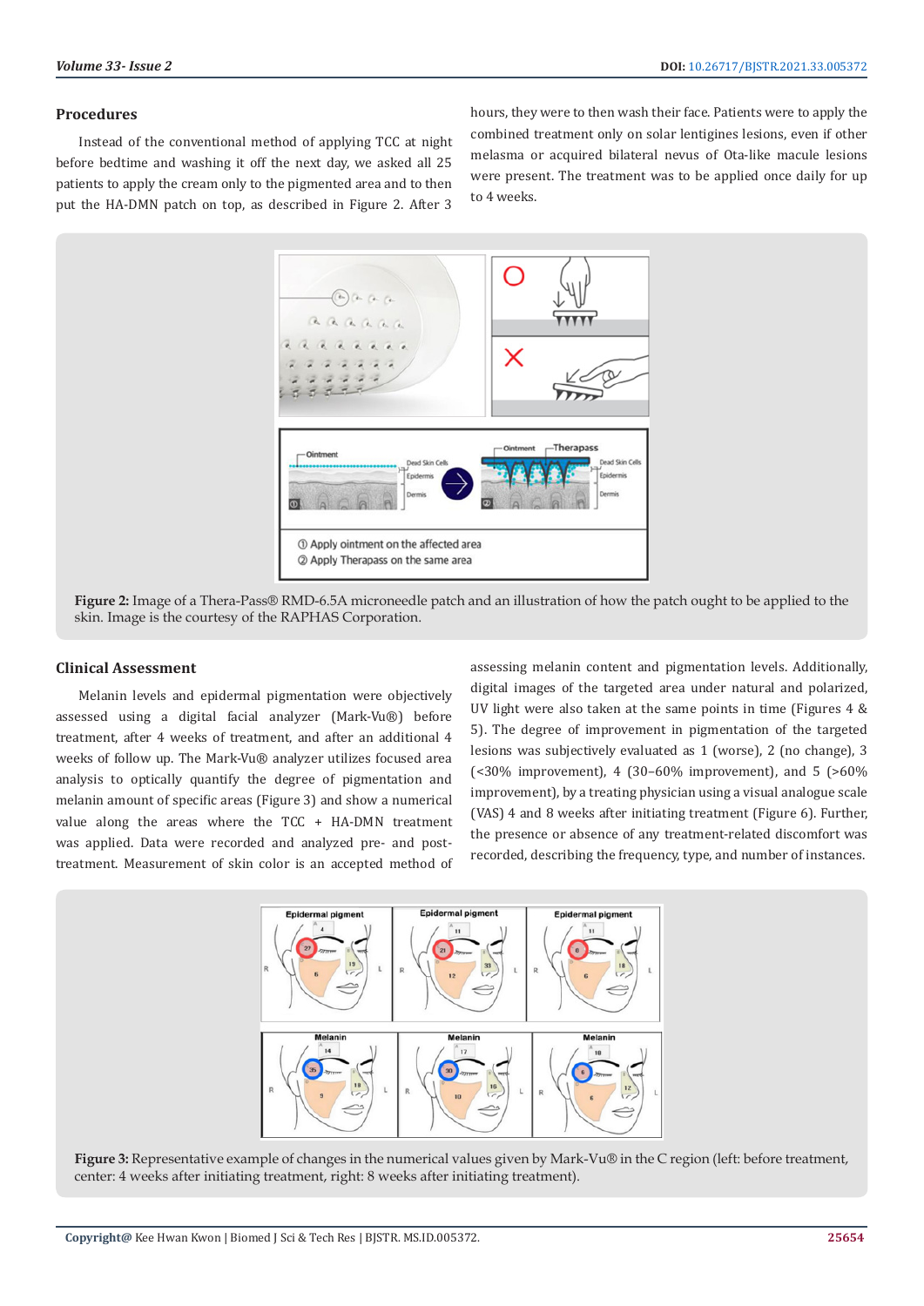## Procedures

Instead of the conventional method of applying TCC at night before bedtime and washing it off the next day, we asked all 25 patients to apply the cream only to the pigmented area and to then put the HA-DMN patch on top, as described in Figure 2. After 3 hours, they were to then wash their face. Patients were to apply the combined treatment only on solar lentigines lesions, even if other melasma or acquired bilateral nevus of Ota-like macule lesions were present. The treatment was to be applied once daily for up to 4 weeks.

**Figure 2:** Image of a Thera-Pass® RMD-6.5A microneedle patch and an illustration of how the patch ought to be applied to the skin. Image is the courtesy of the RAPHAS Corporation.

## Clinical Assessment

Melanin levels and epidermal pigmentation were objectively assessed using a digital facial analyzer (Mark-Vu®) before treatment, after 4 weeks of treatment, and after an additional 4 weeks of follow up. The Mark-Vu® analyzer utilizes focused area analysis to optically quantify the degree of pigmentation and melanin amount of specific areas (Figure 3) and show a numerical value along the areas where the TCC + HA-DMN treatment was applied. Data were recorded and analyzed pre- and post-treatment. Measurement of skin color is an accepted method of assessing melanin content and pigmentation levels. Additionally, digital images of the targeted area under natural and polarized, UV light were also taken at the same points in time (Figures 4 & 5). The degree of improvement in pigmentation of the targeted lesions was subjectively evaluated as 1 (worse), 2 (no change), 3 (<30% improvement), 4 (30–60% improvement), and 5 (>60% improvement), by a treating physician using a visual analogue scale (VAS) 4 and 8 weeks after initiating treatment (Figure 6). Further, the presence or absence of any treatment-related discomfort was recorded, describing the frequency, type, and number of instances.

**Figure 3:** Representative example of changes in the numerical values given by Mark-Vu® in the C region (left: before treatment, center: 4 weeks after initiating treatment, right: 8 weeks after initiating treatment).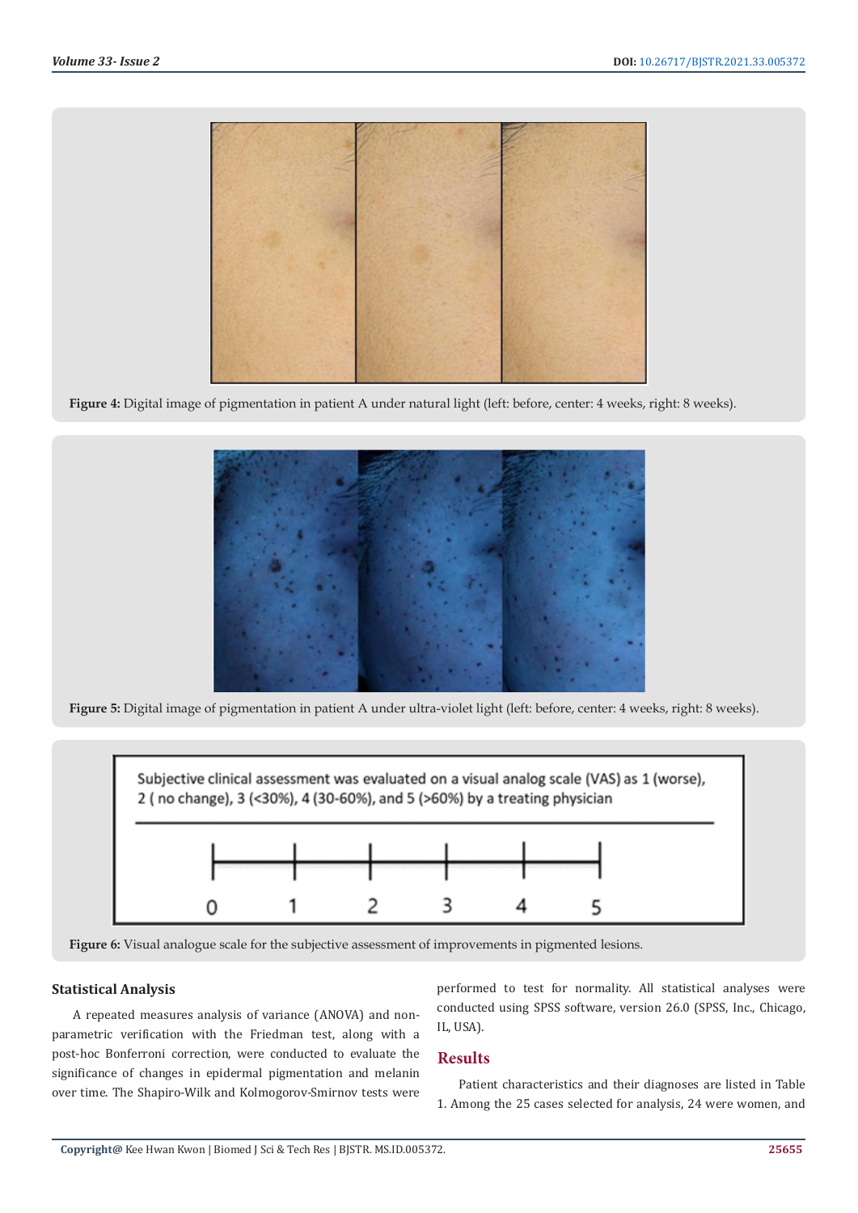Figure 4: Digital image of pigmentation in patient A under natural light (left: before, center: 4 weeks, right: 8 weeks).

Figure 5: Digital image of pigmentation in patient A under ultra-violet light (left: before, center: 4 weeks, right: 8 weeks).

Subjective clinical assessment was evaluated on a visual analog scale (VAS) as 1 (worse), 2 ( no change), 3 (<30%), 4 (30-60%), and 5 (>60%) by a treating physician

0 1 2 3 4 5

Figure 6: Visual analogue scale for the subjective assessment of improvements in pigmented lesions.

### Statistical Analysis

A repeated measures analysis of variance (ANOVA) and non-parametric verification with the Friedman test, along with a post-hoc Bonferroni correction, were conducted to evaluate the significance of changes in epidermal pigmentation and melanin over time. The Shapiro-Wilk and Kolmogorov-Smirnov tests were performed to test for normality. All statistical analyses were conducted using SPSS software, version 26.0 (SPSS, Inc., Chicago, IL, USA).

## Results

Patient characteristics and their diagnoses are listed in Table 1. Among the 25 cases selected for analysis, 24 were women, and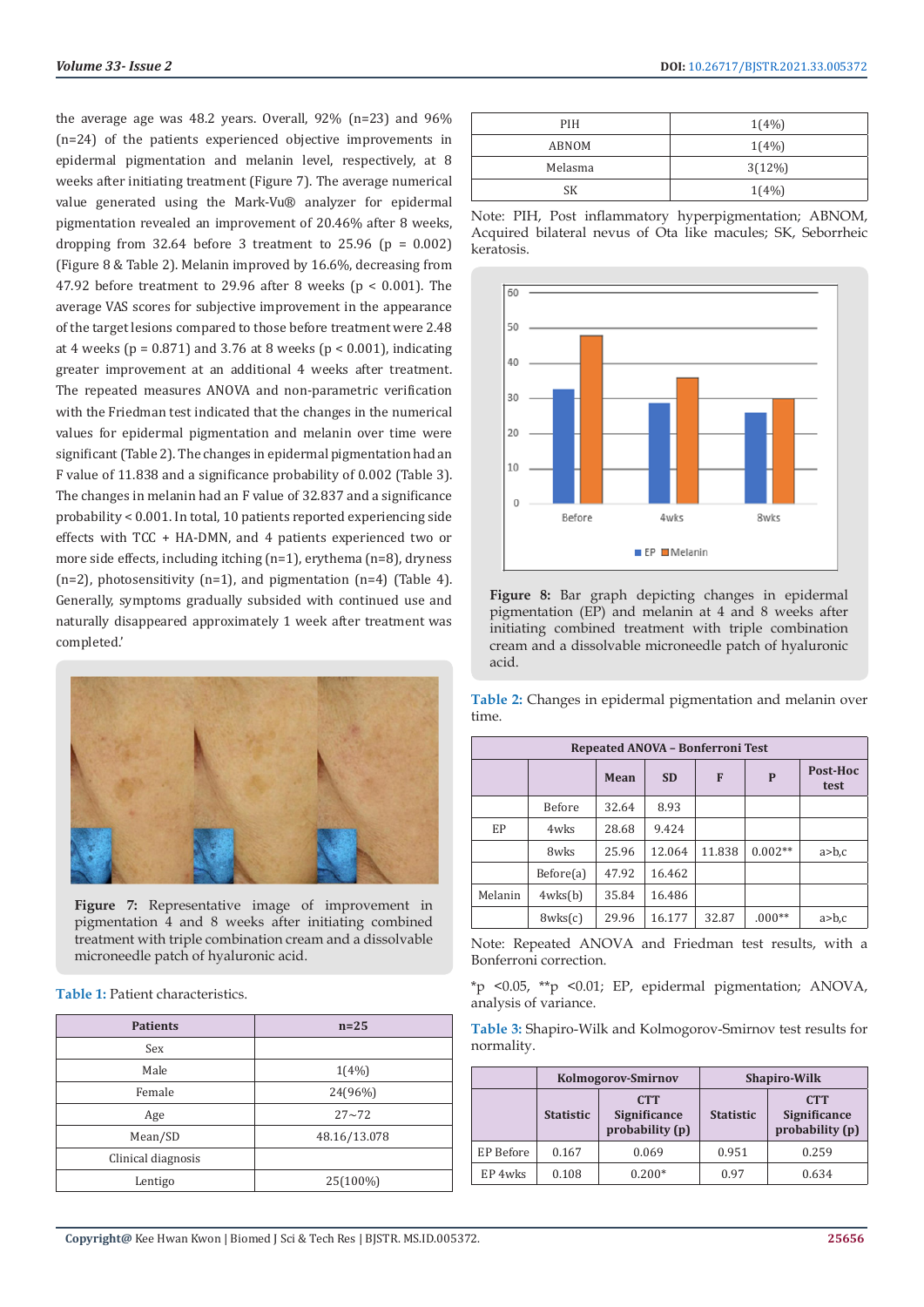the average age was 48.2 years. Overall, 92% (n=23) and 96% (n=24) of the patients experienced objective improvements in epidermal pigmentation and melanin level, respectively, at 8 weeks after initiating treatment (Figure 7). The average numerical value generated using the Mark-Vu® analyzer for epidermal pigmentation revealed an improvement of 20.46% after 8 weeks, dropping from 32.64 before 3 treatment to 25.96 ($p = 0.002$) (Figure 8 & Table 2). Melanin improved by 16.6%, decreasing from 47.92 before treatment to 29.96 after 8 weeks ($p < 0.001$). The average VAS scores for subjective improvement in the appearance of the target lesions compared to those before treatment were 2.48 at 4 weeks ($p = 0.871$) and 3.76 at 8 weeks ($p < 0.001$), indicating greater improvement at an additional 4 weeks after treatment. The repeated measures ANOVA and non-parametric verification with the Friedman test indicated that the changes in the numerical values for epidermal pigmentation and melanin over time were significant (Table 2). The changes in epidermal pigmentation had an F value of 11.838 and a significance probability of 0.002 (Table 3). The changes in melanin had an F value of 32.837 and a significance probability < 0.001. In total, 10 patients reported experiencing side effects with TCC + HA-DMN, and 4 patients experienced two or more side effects, including itching (n=1), erythema (n=8), dryness (n=2), photosensitivity (n=1), and pigmentation (n=4) (Table 4). Generally, symptoms gradually subsided with continued use and naturally disappeared approximately 1 week after treatment was completed.'

**Figure 7:** Representative image of improvement in pigmentation 4 and 8 weeks after initiating combined treatment with triple combination cream and a dissolvable microneedle patch of hyaluronic acid.

**Table 1:** Patient characteristics.

| Patients | n=25 |
|---|---|
| Sex | |
| Male | 1(4%) |
| Female | 24(96%) |
| Age | 27~72 |
| Mean/SD | 48.16/13.078 |
| Clinical diagnosis | |
| Lentigo | 25(100%) |
| PIH | 1(4%) |
| ABNOM | 1(4%) |
| Melasma | 3(12%) |
| SK | 1(4%) |

Note: PIH, Post inflammatory hyperpigmentation; ABNOM, Acquired bilateral nevus of Ota like macules; SK, Seborrheic keratosis.

**Figure 8:** Bar graph depicting changes in epidermal pigmentation (EP) and melanin at 4 and 8 weeks after initiating combined treatment with triple combination cream and a dissolvable microneedle patch of hyaluronic acid.

**Table 2:** Changes in epidermal pigmentation and melanin over time.

| Repeated ANOVA – Bonferroni Test | | | | | | |
|---|---|---|---|---|---|---|
| | | Mean | SD | F | P | Post-Hoc test |
| | Before | 32.64 | 8.93 | | | |
| EP | 4wks | 28.68 | 9.424 | | | |
| | 8wks | 25.96 | 12.064 | 11.838 | 0.002** | a>b,c |
| | Before(a) | 47.92 | 16.462 | | | |
| Melanin | 4wks(b) | 35.84 | 16.486 | | | |
| | 8wks(c) | 29.96 | 16.177 | 32.87 | .000** | a>b,c |

Note: Repeated ANOVA and Friedman test results, with a Bonferroni correction.

*p <0.05, **p <0.01; EP, epidermal pigmentation; ANOVA, analysis of variance.

**Table 3:** Shapiro-Wilk and Kolmogorov-Smirnov test results for normality.

| | Kolmogorov-Smirnov | | Shapiro-Wilk | |
|---|---|---|---|---|
| | Statistic | CTT Significance probability (p) | Statistic | CTT Significance probability (p) |
| EP Before | 0.167 | 0.069 | 0.951 | 0.259 |
| EP 4wks | 0.108 | 0.200* | 0.97 | 0.634 |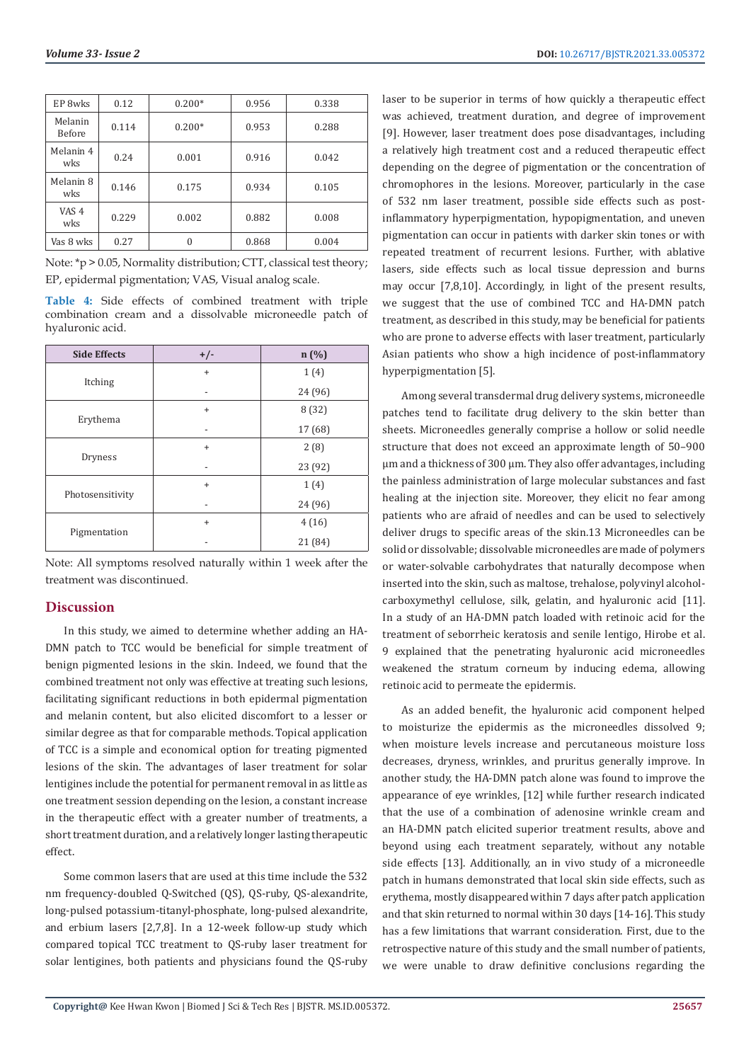| EP 8wks | 0.12 | 0.200* | 0.956 | 0.338 |
|---|---|---|---|---|
| Melanin Before | 0.114 | 0.200* | 0.953 | 0.288 |
| Melanin 4 wks | 0.24 | 0.001 | 0.916 | 0.042 |
| Melanin 8 wks | 0.146 | 0.175 | 0.934 | 0.105 |
| VAS 4 wks | 0.229 | 0.002 | 0.882 | 0.008 |
| Vas 8 wks | 0.27 | 0 | 0.868 | 0.004 |

Note: *p > 0.05, Normality distribution; CTT, classical test theory; EP, epidermal pigmentation; VAS, Visual analog scale.

**Table 4:** Side effects of combined treatment with triple combination cream and a dissolvable microneedle patch of hyaluronic acid.

| Side Effects | +/- | n (%) |
|---|---|---|
| Itching | + | 1 (4) |
| | - | 24 (96) |
| Erythema | + | 8 (32) |
| | - | 17 (68) |
| Dryness | + | 2 (8) |
| | - | 23 (92) |
| Photosensitivity | + | 1 (4) |
| | - | 24 (96) |
| Pigmentation | + | 4 (16) |
| | - | 21 (84) |

Note: All symptoms resolved naturally within 1 week after the treatment was discontinued.

## Discussion

In this study, we aimed to determine whether adding an HA-DMN patch to TCC would be beneficial for simple treatment of benign pigmented lesions in the skin. Indeed, we found that the combined treatment not only was effective at treating such lesions, facilitating significant reductions in both epidermal pigmentation and melanin content, but also elicited discomfort to a lesser or similar degree as that for comparable methods. Topical application of TCC is a simple and economical option for treating pigmented lesions of the skin. The advantages of laser treatment for solar lentigines include the potential for permanent removal in as little as one treatment session depending on the lesion, a constant increase in the therapeutic effect with a greater number of treatments, a short treatment duration, and a relatively longer lasting therapeutic effect.

Some common lasers that are used at this time include the 532 nm frequency-doubled Q-Switched (QS), QS-ruby, QS-alexandrite, long-pulsed potassium-titanyl-phosphate, long-pulsed alexandrite, and erbium lasers [2,7,8]. In a 12-week follow-up study which compared topical TCC treatment to QS-ruby laser treatment for solar lentigines, both patients and physicians found the QS-ruby laser to be superior in terms of how quickly a therapeutic effect was achieved, treatment duration, and degree of improvement [9]. However, laser treatment does pose disadvantages, including a relatively high treatment cost and a reduced therapeutic effect depending on the degree of pigmentation or the concentration of chromophores in the lesions. Moreover, particularly in the case of 532 nm laser treatment, possible side effects such as post-inflammatory hyperpigmentation, hypopigmentation, and uneven pigmentation can occur in patients with darker skin tones or with repeated treatment of recurrent lesions. Further, with ablative lasers, side effects such as local tissue depression and burns may occur [7,8,10]. Accordingly, in light of the present results, we suggest that the use of combined TCC and HA-DMN patch treatment, as described in this study, may be beneficial for patients who are prone to adverse effects with laser treatment, particularly Asian patients who show a high incidence of post-inflammatory hyperpigmentation [5].

Among several transdermal drug delivery systems, microneedle patches tend to facilitate drug delivery to the skin better than sheets. Microneedles generally comprise a hollow or solid needle structure that does not exceed an approximate length of 50–900 μm and a thickness of 300 μm. They also offer advantages, including the painless administration of large molecular substances and fast healing at the injection site. Moreover, they elicit no fear among patients who are afraid of needles and can be used to selectively deliver drugs to specific areas of the skin.13 Microneedles can be solid or dissolvable; dissolvable microneedles are made of polymers or water-solvable carbohydrates that naturally decompose when inserted into the skin, such as maltose, trehalose, polyvinyl alcohol-carboxymethyl cellulose, silk, gelatin, and hyaluronic acid [11]. In a study of an HA-DMN patch loaded with retinoic acid for the treatment of seborrheic keratosis and senile lentigo, Hirobe et al. 9 explained that the penetrating hyaluronic acid microneedles weakened the stratum corneum by inducing edema, allowing retinoic acid to permeate the epidermis.

As an added benefit, the hyaluronic acid component helped to moisturize the epidermis as the microneedles dissolved 9; when moisture levels increase and percutaneous moisture loss decreases, dryness, wrinkles, and pruritus generally improve. In another study, the HA-DMN patch alone was found to improve the appearance of eye wrinkles, [12] while further research indicated that the use of a combination of adenosine wrinkle cream and an HA-DMN patch elicited superior treatment results, above and beyond using each treatment separately, without any notable side effects [13]. Additionally, an in vivo study of a microneedle patch in humans demonstrated that local skin side effects, such as erythema, mostly disappeared within 7 days after patch application and that skin returned to normal within 30 days [14-16]. This study has a few limitations that warrant consideration. First, due to the retrospective nature of this study and the small number of patients, we were unable to draw definitive conclusions regarding the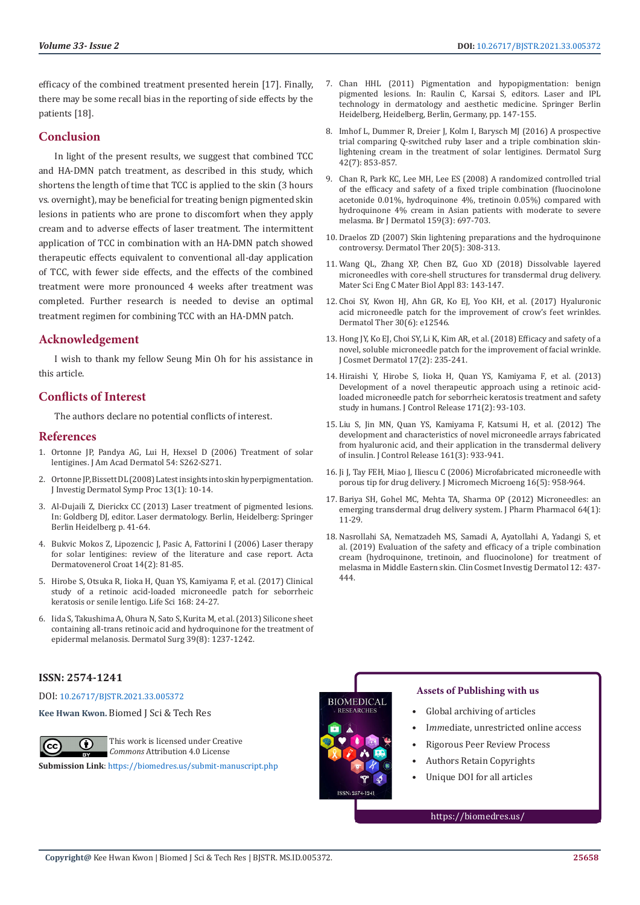efficacy of the combined treatment presented herein [17]. Finally, there may be some recall bias in the reporting of side effects by the patients [18].

## Conclusion

In light of the present results, we suggest that combined TCC and HA-DMN patch treatment, as described in this study, which shortens the length of time that TCC is applied to the skin (3 hours vs. overnight), may be beneficial for treating benign pigmented skin lesions in patients who are prone to discomfort when they apply cream and to adverse effects of laser treatment. The intermittent application of TCC in combination with an HA-DMN patch showed therapeutic effects equivalent to conventional all-day application of TCC, with fewer side effects, and the effects of the combined treatment were more pronounced 4 weeks after treatment was completed. Further research is needed to devise an optimal treatment regimen for combining TCC with an HA-DMN patch.

## Acknowledgement

I wish to thank my fellow Seung Min Oh for his assistance in this article.

## Conflicts of Interest

The authors declare no potential conflicts of interest.

## References

1. Ortonne JP, Pandya AG, Lui H, Hexsel D (2006) Treatment of solar lentigines. J Am Acad Dermatol 54: S262-S271.
2. Ortonne JP, Bissett DL (2008) Latest insights into skin hyperpigmentation. J Investig Dermatol Symp Proc 13(1): 10-14.
3. Al-Dujaili Z, Dierickx CC (2013) Laser treatment of pigmented lesions. In: Goldberg DJ, editor. Laser dermatology. Berlin, Heidelberg: Springer Berlin Heidelberg p. 41-64.
4. Bukvic Mokos Z, Lipozencic J, Pasic A, Fattorini I (2006) Laser therapy for solar lentigines: review of the literature and case report. Acta Dermatovenerol Croat 14(2): 81-85.
5. Hirobe S, Otsuka R, Iioka H, Quan YS, Kamiyama F, et al. (2017) Clinical study of a retinoic acid-loaded microneedle patch for seborrheic keratosis or senile lentigo. Life Sci 168: 24-27.
6. Iida S, Takushima A, Ohura N, Sato S, Kurita M, et al. (2013) Silicone sheet containing all-trans retinoic acid and hydroquinone for the treatment of epidermal melanosis. Dermatol Surg 39(8): 1237-1242.
7. Chan HHL (2011) Pigmentation and hypopigmentation: benign pigmented lesions. In: Raulin C, Karsai S, editors. Laser and IPL technology in dermatology and aesthetic medicine. Springer Berlin Heidelberg, Heidelberg, Berlin, Germany, pp. 147-155.
8. Imhof L, Dummer R, Dreier J, Kolm I, Barysch MJ (2016) A prospective trial comparing Q-switched ruby laser and a triple combination skin-lightening cream in the treatment of solar lentigines. Dermatol Surg 42(7): 853-857.
9. Chan R, Park KC, Lee MH, Lee ES (2008) A randomized controlled trial of the efficacy and safety of a fixed triple combination (fluocinolone acetonide 0.01%, hydroquinone 4%, tretinoin 0.05%) compared with hydroquinone 4% cream in Asian patients with moderate to severe melasma. Br J Dermatol 159(3): 697-703.
10. Draelos ZD (2007) Skin lightening preparations and the hydroquinone controversy. Dermatol Ther 20(5): 308-313.
11. Wang QL, Zhang XP, Chen BZ, Guo XD (2018) Dissolvable layered microneedles with core-shell structures for transdermal drug delivery. Mater Sci Eng C Mater Biol Appl 83: 143-147.
12. Choi SY, Kwon HJ, Ahn GR, Ko EJ, Yoo KH, et al. (2017) Hyaluronic acid microneedle patch for the improvement of crow's feet wrinkles. Dermatol Ther 30(6): e12546.
13. Hong JY, Ko EJ, Choi SY, Li K, Kim AR, et al. (2018) Efficacy and safety of a novel, soluble microneedle patch for the improvement of facial wrinkle. J Cosmet Dermatol 17(2): 235-241.
14. Hiraishi Y, Hirobe S, Iioka H, Quan YS, Kamiyama F, et al. (2013) Development of a novel therapeutic approach using a retinoic acid-loaded microneedle patch for seborrheic keratosis treatment and safety study in humans. J Control Release 171(2): 93-103.
15. Liu S, Jin MN, Quan YS, Kamiyama F, Katsumi H, et al. (2012) The development and characteristics of novel microneedle arrays fabricated from hyaluronic acid, and their application in the transdermal delivery of insulin. J Control Release 161(3): 933-941.
16. Ji J, Tay FEH, Miao J, Iliescu C (2006) Microfabricated microneedle with porous tip for drug delivery. J Micromech Microeng 16(5): 958-964.
17. Bariya SH, Gohel MC, Mehta TA, Sharma OP (2012) Microneedles: an emerging transdermal drug delivery system. J Pharm Pharmacol 64(1): 11-29.
18. Nasrollahi SA, Nematzadeh MS, Samadi A, Ayatollahi A, Yadangi S, et al. (2019) Evaluation of the safety and efficacy of a triple combination cream (hydroquinone, tretinoin, and fluocinolone) for treatment of melasma in Middle Eastern skin. Clin Cosmet Investig Dermatol 12: 437-444.

**ISSN: 2574-1241**

DOI: 10.26717/BJSTR.2021.33.005372

**Kee Hwan Kwon.** Biomed J Sci & Tech Res

This work is licensed under Creative *Commons* Attribution 4.0 License

**Submission Link**: https://biomedres.us/submit-manuscript.php

**Assets of Publishing with us**

- Global archiving of articles
- Immediate, unrestricted online access
- Rigorous Peer Review Process
- Authors Retain Copyrights
- Unique DOI for all articles

https://biomedres.us/